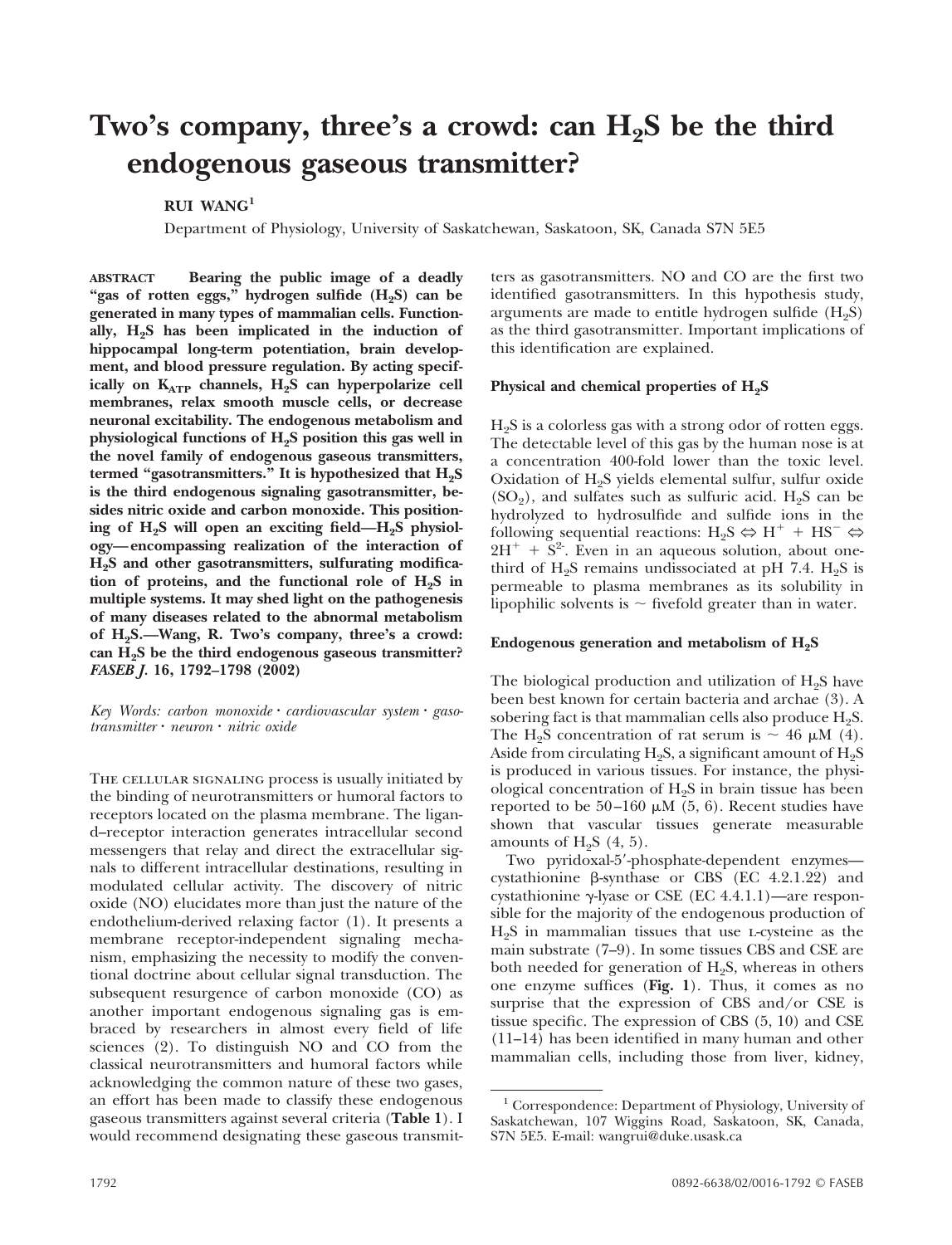# Two's company, three's a crowd: can $H_2S$ be the third endogenous gaseous transmitter?

**RUI WANG**[1]

Department of Physiology, University of Saskatchewan, Saskatoon, SK, Canada S7N 5E5

**ABSTRACT** **Bearing the public image of a deadly "gas of rotten eggs," hydrogen sulfide ($H_2S$) can be generated in many types of mammalian cells. Functionally, $H_2S$ has been implicated in the induction of hippocampal long-term potentiation, brain development, and blood pressure regulation. By acting specifically on $K_{ATP}$ channels, $H_2S$ can hyperpolarize cell membranes, relax smooth muscle cells, or decrease neuronal excitability. The endogenous metabolism and physiological functions of $H_2S$ position this gas well in the novel family of endogenous gaseous transmitters, termed "gasotransmitters." It is hypothesized that $H_2S$ is the third endogenous signaling gasotransmitter, besides nitric oxide and carbon monoxide. This positioning of $H_2S$ will open an exciting field—$H_2S$ physiology—encompassing realization of the interaction of $H_2S$ and other gasotransmitters, sulfurating modification of proteins, and the functional role of $H_2S$ in multiple systems. It may shed light on the pathogenesis of many diseases related to the abnormal metabolism of $H_2S$.—Wang, R. Two's company, three's a crowd: can $H_2S$ be the third endogenous gaseous transmitter? *FASEB J.* 16, 1792–1798 (2002)**

*Key Words: carbon monoxide · cardiovascular system · gasotransmitter · neuron · nitric oxide*

THE CELLULAR SIGNALING process is usually initiated by the binding of neurotransmitters or humoral factors to receptors located on the plasma membrane. The ligand–receptor interaction generates intracellular second messengers that relay and direct the extracellular signals to different intracellular destinations, resulting in modulated cellular activity. The discovery of nitric oxide (NO) elucidates more than just the nature of the endothelium-derived relaxing factor (1). It presents a membrane receptor-independent signaling mechanism, emphasizing the necessity to modify the conventional doctrine about cellular signal transduction. The subsequent resurgence of carbon monoxide (CO) as another important endogenous signaling gas is embraced by researchers in almost every field of life sciences (2). To distinguish NO and CO from the classical neurotransmitters and humoral factors while acknowledging the common nature of these two gases, an effort has been made to classify these endogenous gaseous transmitters against several criteria (**Table 1**). I would recommend designating these gaseous transmitters as gasotransmitters. NO and CO are the first two identified gasotransmitters. In this hypothesis study, arguments are made to entitle hydrogen sulfide ($H_2S$) as the third gasotransmitter. Important implications of this identification are explained.

## Physical and chemical properties of $H_2S$

$H_2S$ is a colorless gas with a strong odor of rotten eggs. The detectable level of this gas by the human nose is at a concentration 400-fold lower than the toxic level. Oxidation of $H_2S$ yields elemental sulfur, sulfur oxide ($SO_2$), and sulfates such as sulfuric acid. $H_2S$ can be hydrolyzed to hydrosulfide and sulfide ions in the following sequential reactions: $H_2S \Leftrightarrow H^+ + HS^- \Leftrightarrow 2H^+ + S^{2-}$. Even in an aqueous solution, about one-third of $H_2S$ remains undissociated at pH 7.4. $H_2S$ is permeable to plasma membranes as its solubility in lipophilic solvents is ~ fivefold greater than in water.

## Endogenous generation and metabolism of $H_2S$

The biological production and utilization of $H_2S$ have been best known for certain bacteria and archae (3). A sobering fact is that mammalian cells also produce $H_2S$. The $H_2S$ concentration of rat serum is ~ 46 μM (4). Aside from circulating $H_2S$, a significant amount of $H_2S$ is produced in various tissues. For instance, the physiological concentration of $H_2S$ in brain tissue has been reported to be 50–160 μM (5, 6). Recent studies have shown that vascular tissues generate measurable amounts of $H_2S$ (4, 5).

Two pyridoxal-5′-phosphate-dependent enzymes—cystathionine β-synthase or CBS (EC 4.2.1.22) and cystathionine γ-lyase or CSE (EC 4.4.1.1)—are responsible for the majority of the endogenous production of $H_2S$ in mammalian tissues that use L-cysteine as the main substrate (7–9). In some tissues CBS and CSE are both needed for generation of $H_2S$, whereas in others one enzyme suffices (**Fig. 1**). Thus, it comes as no surprise that the expression of CBS and/or CSE is tissue specific. The expression of CBS (5, 10) and CSE (11–14) has been identified in many human and other mammalian cells, including those from liver, kidney,

[1] Correspondence: Department of Physiology, University of Saskatchewan, 107 Wiggins Road, Saskatoon, SK, Canada, S7N 5E5. E-mail: wangrui@duke.usask.ca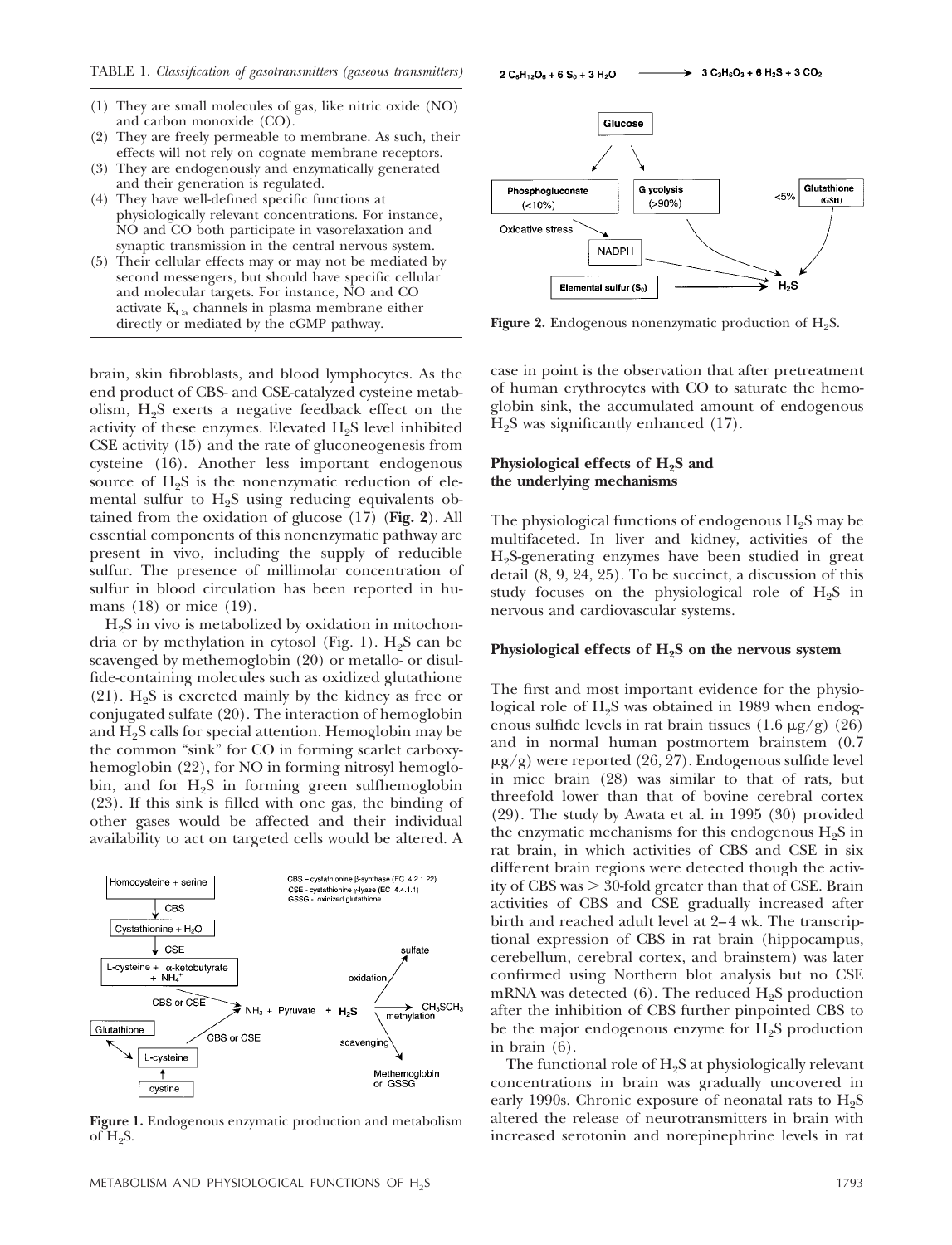TABLE 1. *Classification of gasotransmitters (gaseous transmitters)*

1. They are small molecules of gas, like nitric oxide (NO) and carbon monoxide (CO).
2. They are freely permeable to membrane. As such, their effects will not rely on cognate membrane receptors.
3. They are endogenously and enzymatically generated and their generation is regulated.
4. They have well-defined specific functions at physiologically relevant concentrations. For instance, NO and CO both participate in vasorelaxation and synaptic transmission in the central nervous system.
5. Their cellular effects may or may not be mediated by second messengers, but should have specific cellular and molecular targets. For instance, NO and CO activate $K_{Ca}$ channels in plasma membrane either directly or mediated by the cGMP pathway.

brain, skin fibroblasts, and blood lymphocytes. As the end product of CBS- and CSE-catalyzed cysteine metabolism, $H_2S$ exerts a negative feedback effect on the activity of these enzymes. Elevated $H_2S$ level inhibited CSE activity (15) and the rate of gluconeogenesis from cysteine (16). Another less important endogenous source of $H_2S$ is the nonenzymatic reduction of elemental sulfur to $H_2S$ using reducing equivalents obtained from the oxidation of glucose (17) (**Fig. 2**). All essential components of this nonenzymatic pathway are present in vivo, including the supply of reducible sulfur. The presence of millimolar concentration of sulfur in blood circulation has been reported in humans (18) or mice (19).

$H_2S$ in vivo is metabolized by oxidation in mitochondria or by methylation in cytosol (Fig. 1). $H_2S$ can be scavenged by methemoglobin (20) or metallo- or disulfide-containing molecules such as oxidized glutathione (21). $H_2S$ is excreted mainly by the kidney as free or conjugated sulfate (20). The interaction of hemoglobin and $H_2S$ calls for special attention. Hemoglobin may be the common "sink" for CO in forming scarlet carboxyhemoglobin (22), for NO in forming nitrosyl hemoglobin, and for $H_2S$ in forming green sulfhemoglobin (23). If this sink is filled with one gas, the binding of other gases would be affected and their individual availability to act on targeted cells would be altered. A case in point is the observation that after pretreatment of human erythrocytes with CO to saturate the hemoglobin sink, the accumulated amount of endogenous $H_2S$ was significantly enhanced (17).

**Figure 1.** Endogenous enzymatic production and metabolism of $H_2S$.

$$2\ C_6H_{12}O_6 + 6\ S_0 + 3\ H_2O \longrightarrow 3\ C_3H_6O_3 + 6\ H_2S + 3\ CO_2$$

**Figure 2.** Endogenous nonenzymatic production of $H_2S$.

### Physiological effects of $H_2S$ and the underlying mechanisms

The physiological functions of endogenous $H_2S$ may be multifaceted. In liver and kidney, activities of the $H_2S$-generating enzymes have been studied in great detail (8, 9, 24, 25). To be succinct, a discussion of this study focuses on the physiological role of $H_2S$ in nervous and cardiovascular systems.

### Physiological effects of $H_2S$ on the nervous system

The first and most important evidence for the physiological role of $H_2S$ was obtained in 1989 when endogenous sulfide levels in rat brain tissues (1.6 μg/g) (26) and in normal human postmortem brainstem (0.7 μg/g) were reported (26, 27). Endogenous sulfide level in mice brain (28) was similar to that of rats, but threefold lower than that of bovine cerebral cortex (29). The study by Awata et al. in 1995 (30) provided the enzymatic mechanisms for this endogenous $H_2S$ in rat brain, in which activities of CBS and CSE in six different brain regions were detected though the activity of CBS was > 30-fold greater than that of CSE. Brain activities of CBS and CSE gradually increased after birth and reached adult level at 2–4 wk. The transcriptional expression of CBS in rat brain (hippocampus, cerebellum, cerebral cortex, and brainstem) was later confirmed using Northern blot analysis but no CSE mRNA was detected (6). The reduced $H_2S$ production after the inhibition of CBS further pinpointed CBS to be the major endogenous enzyme for $H_2S$ production in brain (6).

The functional role of $H_2S$ at physiologically relevant concentrations in brain was gradually uncovered in early 1990s. Chronic exposure of neonatal rats to $H_2S$ altered the release of neurotransmitters in brain with increased serotonin and norepinephrine levels in rat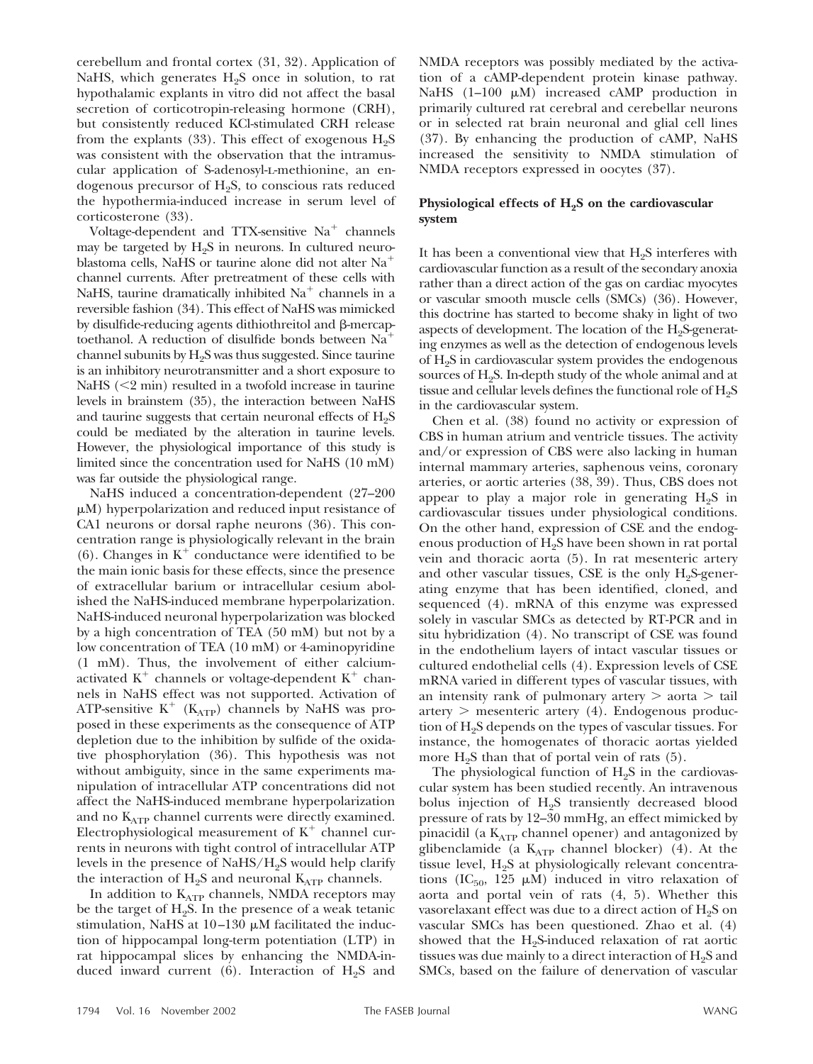cerebellum and frontal cortex (31, 32). Application of NaHS, which generates $H_2S$ once in solution, to rat hypothalamic explants in vitro did not affect the basal secretion of corticotropin-releasing hormone (CRH), but consistently reduced KCl-stimulated CRH release from the explants (33). This effect of exogenous $H_2S$ was consistent with the observation that the intramuscular application of S-adenosyl-L-methionine, an endogenous precursor of $H_2S$, to conscious rats reduced the hypothermia-induced increase in serum level of corticosterone (33).

Voltage-dependent and TTX-sensitive $Na^+$ channels may be targeted by $H_2S$ in neurons. In cultured neuroblastoma cells, NaHS or taurine alone did not alter $Na^+$ channel currents. After pretreatment of these cells with NaHS, taurine dramatically inhibited $Na^+$ channels in a reversible fashion (34). This effect of NaHS was mimicked by disulfide-reducing agents dithiothreitol and β-mercaptoethanol. A reduction of disulfide bonds between $Na^+$ channel subunits by $H_2S$ was thus suggested. Since taurine is an inhibitory neurotransmitter and a short exposure to NaHS (<2 min) resulted in a twofold increase in taurine levels in brainstem (35), the interaction between NaHS and taurine suggests that certain neuronal effects of $H_2S$ could be mediated by the alteration in taurine levels. However, the physiological importance of this study is limited since the concentration used for NaHS (10 mM) was far outside the physiological range.

NaHS induced a concentration-dependent (27–200 μM) hyperpolarization and reduced input resistance of CA1 neurons or dorsal raphe neurons (36). This concentration range is physiologically relevant in the brain (6). Changes in $K^+$ conductance were identified to be the main ionic basis for these effects, since the presence of extracellular barium or intracellular cesium abolished the NaHS-induced membrane hyperpolarization. NaHS-induced neuronal hyperpolarization was blocked by a high concentration of TEA (50 mM) but not by a low concentration of TEA (10 mM) or 4-aminopyridine (1 mM). Thus, the involvement of either calcium-activated $K^+$ channels or voltage-dependent $K^+$ channels in NaHS effect was not supported. Activation of ATP-sensitive $K^+$ ($K_{ATP}$) channels by NaHS was proposed in these experiments as the consequence of ATP depletion due to the inhibition by sulfide of the oxidative phosphorylation (36). This hypothesis was not without ambiguity, since in the same experiments manipulation of intracellular ATP concentrations did not affect the NaHS-induced membrane hyperpolarization and no $K_{ATP}$ channel currents were directly examined. Electrophysiological measurement of $K^+$ channel currents in neurons with tight control of intracellular ATP levels in the presence of NaHS/$H_2S$ would help clarify the interaction of $H_2S$ and neuronal $K_{ATP}$ channels.

In addition to $K_{ATP}$ channels, NMDA receptors may be the target of $H_2S$. In the presence of a weak tetanic stimulation, NaHS at 10–130 μM facilitated the induction of hippocampal long-term potentiation (LTP) in rat hippocampal slices by enhancing the NMDA-induced inward current (6). Interaction of $H_2S$ and NMDA receptors was possibly mediated by the activation of a cAMP-dependent protein kinase pathway. NaHS (1–100 μM) increased cAMP production in primarily cultured rat cerebral and cerebellar neurons or in selected rat brain neuronal and glial cell lines (37). By enhancing the production of cAMP, NaHS increased the sensitivity to NMDA stimulation of NMDA receptors expressed in oocytes (37).

### Physiological effects of $H_2S$ on the cardiovascular system

It has been a conventional view that $H_2S$ interferes with cardiovascular function as a result of the secondary anoxia rather than a direct action of the gas on cardiac myocytes or vascular smooth muscle cells (SMCs) (36). However, this doctrine has started to become shaky in light of two aspects of development. The location of the $H_2S$-generating enzymes as well as the detection of endogenous levels of $H_2S$ in cardiovascular system provides the endogenous sources of $H_2S$. In-depth study of the whole animal and at tissue and cellular levels defines the functional role of $H_2S$ in the cardiovascular system.

Chen et al. (38) found no activity or expression of CBS in human atrium and ventricle tissues. The activity and/or expression of CBS were also lacking in human internal mammary arteries, saphenous veins, coronary arteries, or aortic arteries (38, 39). Thus, CBS does not appear to play a major role in generating $H_2S$ in cardiovascular tissues under physiological conditions. On the other hand, expression of CSE and the endogenous production of $H_2S$ have been shown in rat portal vein and thoracic aorta (5). In rat mesenteric artery and other vascular tissues, CSE is the only $H_2S$-generating enzyme that has been identified, cloned, and sequenced (4). mRNA of this enzyme was expressed solely in vascular SMCs as detected by RT-PCR and in situ hybridization (4). No transcript of CSE was found in the endothelium layers of intact vascular tissues or cultured endothelial cells (4). Expression levels of CSE mRNA varied in different types of vascular tissues, with an intensity rank of pulmonary artery > aorta > tail artery > mesenteric artery (4). Endogenous production of $H_2S$ depends on the types of vascular tissues. For instance, the homogenates of thoracic aortas yielded more $H_2S$ than that of portal vein of rats (5).

The physiological function of $H_2S$ in the cardiovascular system has been studied recently. An intravenous bolus injection of $H_2S$ transiently decreased blood pressure of rats by 12–30 mmHg, an effect mimicked by pinacidil (a $K_{ATP}$ channel opener) and antagonized by glibenclamide (a $K_{ATP}$ channel blocker) (4). At the tissue level, $H_2S$ at physiologically relevant concentrations ($IC_{50}$, 125 μM) induced in vitro relaxation of aorta and portal vein of rats (4, 5). Whether this vasorelaxant effect was due to a direct action of $H_2S$ on vascular SMCs has been questioned. Zhao et al. (4) showed that the $H_2S$-induced relaxation of rat aortic tissues was due mainly to a direct interaction of $H_2S$ and SMCs, based on the failure of denervation of vascular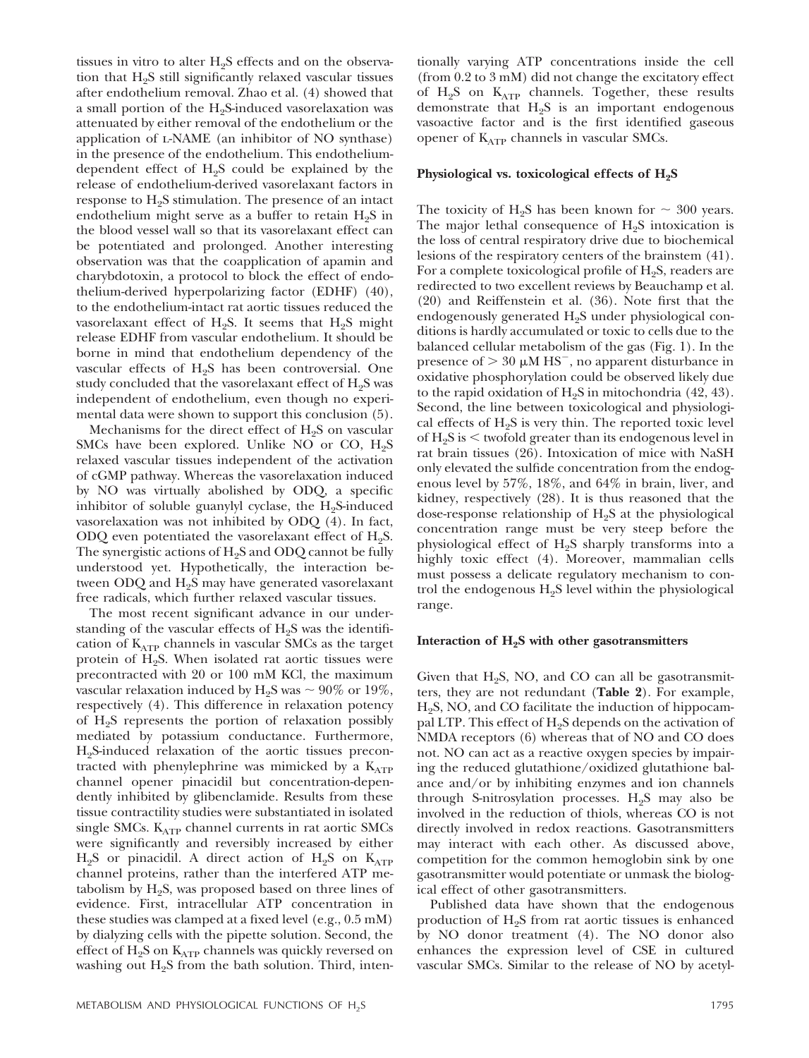tissues in vitro to alter $H_2S$ effects and on the observation that $H_2S$ still significantly relaxed vascular tissues after endothelium removal. Zhao et al. (4) showed that a small portion of the $H_2S$-induced vasorelaxation was attenuated by either removal of the endothelium or the application of L-NAME (an inhibitor of NO synthase) in the presence of the endothelium. This endothelium-dependent effect of $H_2S$ could be explained by the release of endothelium-derived vasorelaxant factors in response to $H_2S$ stimulation. The presence of an intact endothelium might serve as a buffer to retain $H_2S$ in the blood vessel wall so that its vasorelaxant effect can be potentiated and prolonged. Another interesting observation was that the coapplication of apamin and charybdotoxin, a protocol to block the effect of endothelium-derived hyperpolarizing factor (EDHF) (40), to the endothelium-intact rat aortic tissues reduced the vasorelaxant effect of $H_2S$. It seems that $H_2S$ might release EDHF from vascular endothelium. It should be borne in mind that endothelium dependency of the vascular effects of $H_2S$ has been controversial. One study concluded that the vasorelaxant effect of $H_2S$ was independent of endothelium, even though no experimental data were shown to support this conclusion (5).

Mechanisms for the direct effect of $H_2S$ on vascular SMCs have been explored. Unlike NO or CO, $H_2S$ relaxed vascular tissues independent of the activation of cGMP pathway. Whereas the vasorelaxation induced by NO was virtually abolished by ODQ, a specific inhibitor of soluble guanylyl cyclase, the $H_2S$-induced vasorelaxation was not inhibited by ODQ (4). In fact, ODQ even potentiated the vasorelaxant effect of $H_2S$. The synergistic actions of $H_2S$ and ODQ cannot be fully understood yet. Hypothetically, the interaction between ODQ and $H_2S$ may have generated vasorelaxant free radicals, which further relaxed vascular tissues.

The most recent significant advance in our understanding of the vascular effects of $H_2S$ was the identification of $K_{ATP}$ channels in vascular SMCs as the target protein of $H_2S$. When isolated rat aortic tissues were precontracted with 20 or 100 mM KCl, the maximum vascular relaxation induced by $H_2S$ was ~ 90% or 19%, respectively (4). This difference in relaxation potency of $H_2S$ represents the portion of relaxation possibly mediated by potassium conductance. Furthermore, $H_2S$-induced relaxation of the aortic tissues precontracted with phenylephrine was mimicked by a $K_{ATP}$ channel opener pinacidil but concentration-dependently inhibited by glibenclamide. Results from these tissue contractility studies were substantiated in isolated single SMCs. $K_{ATP}$ channel currents in rat aortic SMCs were significantly and reversibly increased by either $H_2S$ or pinacidil. A direct action of $H_2S$ on $K_{ATP}$ channel proteins, rather than the interfered ATP metabolism by $H_2S$, was proposed based on three lines of evidence. First, intracellular ATP concentration in these studies was clamped at a fixed level (e.g., 0.5 mM) by dialyzing cells with the pipette solution. Second, the effect of $H_2S$ on $K_{ATP}$ channels was quickly reversed on washing out $H_2S$ from the bath solution. Third, intentionally varying ATP concentrations inside the cell (from 0.2 to 3 mM) did not change the excitatory effect of $H_2S$ on $K_{ATP}$ channels. Together, these results demonstrate that $H_2S$ is an important endogenous vasoactive factor and is the first identified gaseous opener of $K_{ATP}$ channels in vascular SMCs.

### Physiological vs. toxicological effects of $H_2S$

The toxicity of $H_2S$ has been known for ~ 300 years. The major lethal consequence of $H_2S$ intoxication is the loss of central respiratory drive due to biochemical lesions of the respiratory centers of the brainstem (41). For a complete toxicological profile of $H_2S$, readers are redirected to two excellent reviews by Beauchamp et al. (20) and Reiffenstein et al. (36). Note first that the endogenously generated $H_2S$ under physiological conditions is hardly accumulated or toxic to cells due to the balanced cellular metabolism of the gas (Fig. 1). In the presence of $> 30\ \mu M\ HS^-$, no apparent disturbance in oxidative phosphorylation could be observed likely due to the rapid oxidation of $H_2S$ in mitochondria (42, 43). Second, the line between toxicological and physiological effects of $H_2S$ is very thin. The reported toxic level of $H_2S$ is < twofold greater than its endogenous level in rat brain tissues (26). Intoxication of mice with NaSH only elevated the sulfide concentration from the endogenous level by 57%, 18%, and 64% in brain, liver, and kidney, respectively (28). It is thus reasoned that the dose-response relationship of $H_2S$ at the physiological concentration range must be very steep before the physiological effect of $H_2S$ sharply transforms into a highly toxic effect (4). Moreover, mammalian cells must possess a delicate regulatory mechanism to control the endogenous $H_2S$ level within the physiological range.

### Interaction of $H_2S$ with other gasotransmitters

Given that $H_2S$, NO, and CO can all be gasotransmitters, they are not redundant (**Table 2**). For example, $H_2S$, NO, and CO facilitate the induction of hippocampal LTP. This effect of $H_2S$ depends on the activation of NMDA receptors (6) whereas that of NO and CO does not. NO can act as a reactive oxygen species by impairing the reduced glutathione/oxidized glutathione balance and/or by inhibiting enzymes and ion channels through S-nitrosylation processes. $H_2S$ may also be involved in the reduction of thiols, whereas CO is not directly involved in redox reactions. Gasotransmitters may interact with each other. As discussed above, competition for the common hemoglobin sink by one gasotransmitter would potentiate or unmask the biological effect of other gasotransmitters.

Published data have shown that the endogenous production of $H_2S$ from rat aortic tissues is enhanced by NO donor treatment (4). The NO donor also enhances the expression level of CSE in cultured vascular SMCs. Similar to the release of NO by acetyl-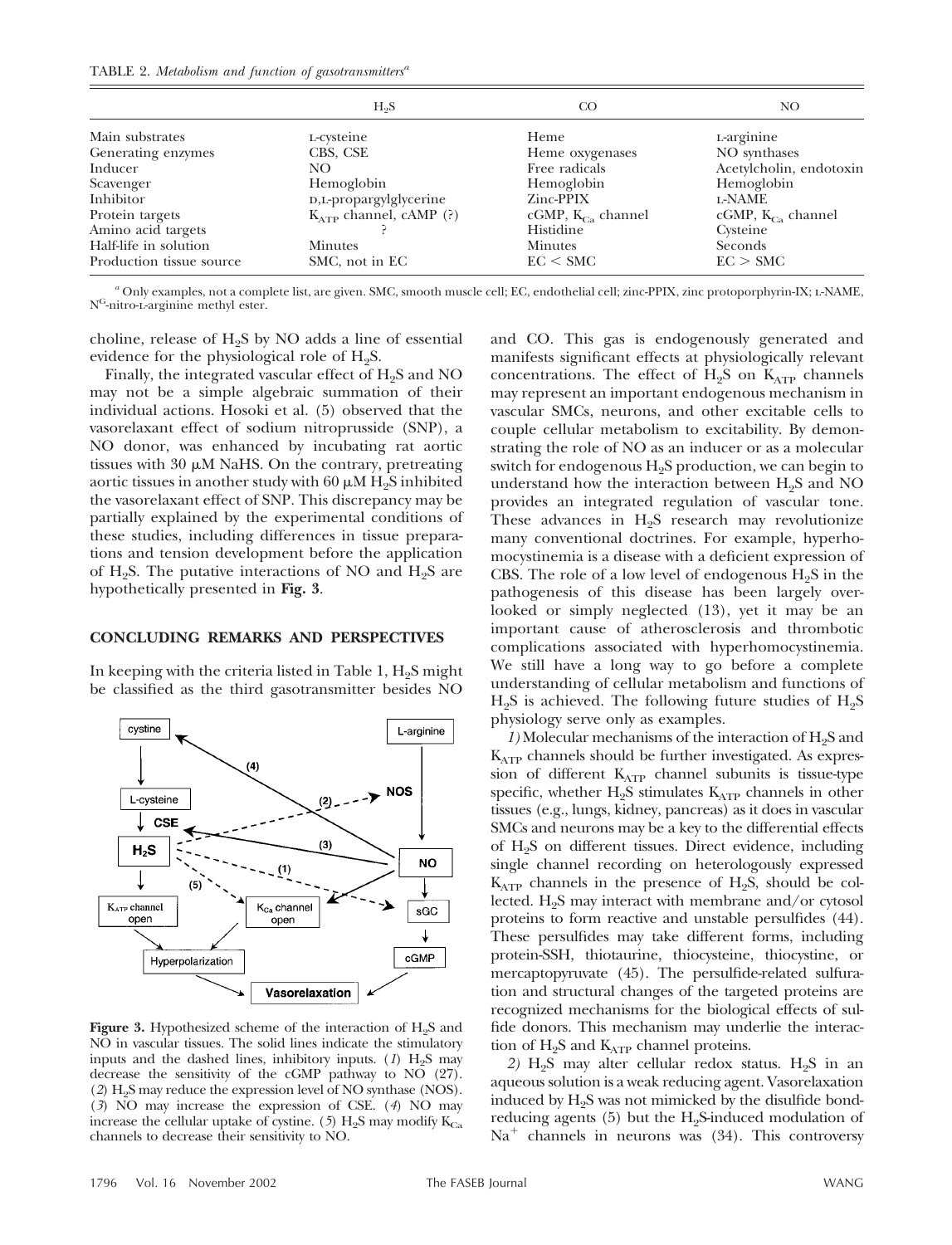TABLE 2. *Metabolism and function of gasotransmitters*[a]

| | $H_2S$ | CO | NO |
|---|---|---|---|
| Main substrates | L-cysteine | Heme | L-arginine |
| Generating enzymes | CBS, CSE | Heme oxygenases | NO synthases |
| Inducer | NO | Free radicals | Acetylcholin, endotoxin |
| Scavenger | Hemoglobin | Hemoglobin | Hemoglobin |
| Inhibitor | D,L-propargylglycerine | Zinc-PPIX | L-NAME |
| Protein targets | $K_{ATP}$ channel, cAMP (?) | cGMP, $K_{Ca}$ channel | cGMP, $K_{Ca}$ channel |
| Amino acid targets | ? | Histidine | Cysteine |
| Half-life in solution | Minutes | Minutes | Seconds |
| Production tissue source | SMC, not in EC | EC < SMC | EC > SMC |

[a] Only examples, not a complete list, are given. SMC, smooth muscle cell; EC, endothelial cell; zinc-PPIX, zinc protoporphyrin-IX; L-NAME, $N^G$-nitro-L-arginine methyl ester.

choline, release of $H_2S$ by NO adds a line of essential evidence for the physiological role of $H_2S$.

Finally, the integrated vascular effect of $H_2S$ and NO may not be a simple algebraic summation of their individual actions. Hosoki et al. (5) observed that the vasorelaxant effect of sodium nitroprusside (SNP), a NO donor, was enhanced by incubating rat aortic tissues with 30 μM NaHS. On the contrary, pretreating aortic tissues in another study with 60 μM $H_2S$ inhibited the vasorelaxant effect of SNP. This discrepancy may be partially explained by the experimental conditions of these studies, including differences in tissue preparations and tension development before the application of $H_2S$. The putative interactions of NO and $H_2S$ are hypothetically presented in **Fig. 3**.

## CONCLUDING REMARKS AND PERSPECTIVES

In keeping with the criteria listed in Table 1, $H_2S$ might be classified as the third gasotransmitter besides NO and CO. This gas is endogenously generated and manifests significant effects at physiologically relevant concentrations. The effect of $H_2S$ on $K_{ATP}$ channels may represent an important endogenous mechanism in vascular SMCs, neurons, and other excitable cells to couple cellular metabolism to excitability. By demonstrating the role of NO as an inducer or as a molecular switch for endogenous $H_2S$ production, we can begin to understand how the interaction between $H_2S$ and NO provides an integrated regulation of vascular tone. These advances in $H_2S$ research may revolutionize many conventional doctrines. For example, hyperhomocystinemia is a disease with a deficient expression of CBS. The role of a low level of endogenous $H_2S$ in the pathogenesis of this disease has been largely overlooked or simply neglected (13), yet it may be an important cause of atherosclerosis and thrombotic complications associated with hyperhomocystinemia. We still have a long way to go before a complete understanding of cellular metabolism and functions of $H_2S$ is achieved. The following future studies of $H_2S$ physiology serve only as examples.

**Figure 3.** Hypothesized scheme of the interaction of $H_2S$ and NO in vascular tissues. The solid lines indicate the stimulatory inputs and the dashed lines, inhibitory inputs. (*1*) $H_2S$ may decrease the sensitivity of the cGMP pathway to NO (27). (*2*) $H_2S$ may reduce the expression level of NO synthase (NOS). (*3*) NO may increase the expression of CSE. (*4*) NO may increase the cellular uptake of cystine. (*5*) $H_2S$ may modify $K_{Ca}$ channels to decrease their sensitivity to NO.

*1)* Molecular mechanisms of the interaction of $H_2S$ and $K_{ATP}$ channels should be further investigated. As expression of different $K_{ATP}$ channel subunits is tissue-type specific, whether $H_2S$ stimulates $K_{ATP}$ channels in other tissues (e.g., lungs, kidney, pancreas) as it does in vascular SMCs and neurons may be a key to the differential effects of $H_2S$ on different tissues. Direct evidence, including single channel recording on heterologously expressed $K_{ATP}$ channels in the presence of $H_2S$, should be collected. $H_2S$ may interact with membrane and/or cytosol proteins to form reactive and unstable persulfides (44). These persulfides may take different forms, including protein-SSH, thiotaurine, thiocysteine, thiocystine, or mercaptopyruvate (45). The persulfide-related sulfuration and structural changes of the targeted proteins are recognized mechanisms for the biological effects of sulfide donors. This mechanism may underlie the interaction of $H_2S$ and $K_{ATP}$ channel proteins.

*2)* $H_2S$ may alter cellular redox status. $H_2S$ in an aqueous solution is a weak reducing agent. Vasorelaxation induced by $H_2S$ was not mimicked by the disulfide bond-reducing agents (5) but the $H_2S$-induced modulation of $Na^+$ channels in neurons was (34). This controversy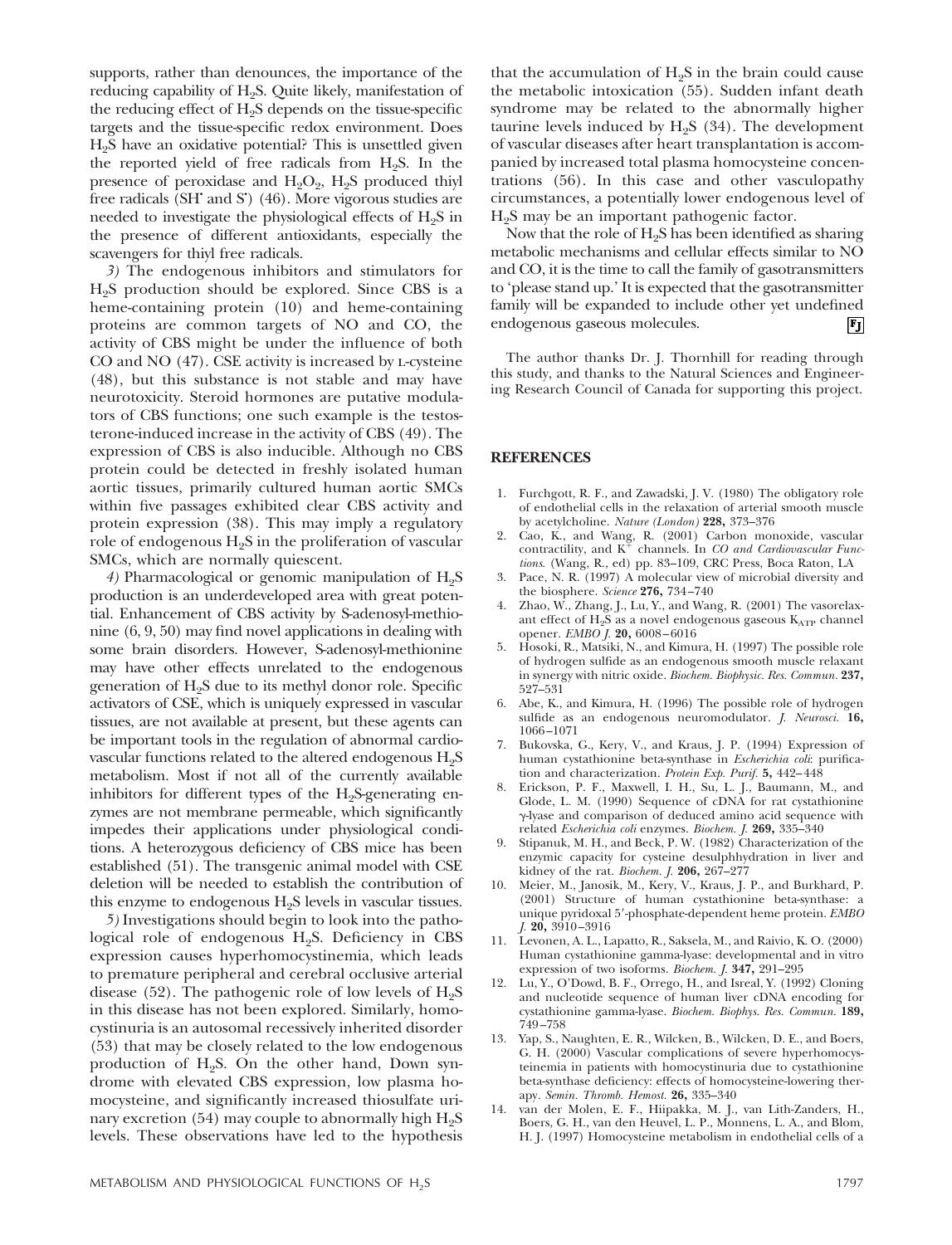supports, rather than denounces, the importance of the reducing capability of $H_2S$. Quite likely, manifestation of the reducing effect of $H_2S$ depends on the tissue-specific targets and the tissue-specific redox environment. Does $H_2S$ have an oxidative potential? This is unsettled given the reported yield of free radicals from $H_2S$. In the presence of peroxidase and $H_2O_2$, $H_2S$ produced thiyl free radicals ($SH^{\bullet}$ and $S^{\bullet}$) (46). More vigorous studies are needed to investigate the physiological effects of $H_2S$ in the presence of different antioxidants, especially the scavengers for thiyl free radicals.

*3)* The endogenous inhibitors and stimulators for $H_2S$ production should be explored. Since CBS is a heme-containing protein (10) and heme-containing proteins are common targets of NO and CO, the activity of CBS might be under the influence of both CO and NO (47). CSE activity is increased by L-cysteine (48), but this substance is not stable and may have neurotoxicity. Steroid hormones are putative modulators of CBS functions; one such example is the testosterone-induced increase in the activity of CBS (49). The expression of CBS is also inducible. Although no CBS protein could be detected in freshly isolated human aortic tissues, primarily cultured human aortic SMCs within five passages exhibited clear CBS activity and protein expression (38). This may imply a regulatory role of endogenous $H_2S$ in the proliferation of vascular SMCs, which are normally quiescent.

*4)* Pharmacological or genomic manipulation of $H_2S$ production is an underdeveloped area with great potential. Enhancement of CBS activity by S-adenosyl-methionine (6, 9, 50) may find novel applications in dealing with some brain disorders. However, S-adenosyl-methionine may have other effects unrelated to the endogenous generation of $H_2S$ due to its methyl donor role. Specific activators of CSE, which is uniquely expressed in vascular tissues, are not available at present, but these agents can be important tools in the regulation of abnormal cardiovascular functions related to the altered endogenous $H_2S$ metabolism. Most if not all of the currently available inhibitors for different types of the $H_2S$-generating enzymes are not membrane permeable, which significantly impedes their applications under physiological conditions. A heterozygous deficiency of CBS mice has been established (51). The transgenic animal model with CSE deletion will be needed to establish the contribution of this enzyme to endogenous $H_2S$ levels in vascular tissues.

*5)* Investigations should begin to look into the pathological role of endogenous $H_2S$. Deficiency in CBS expression causes hyperhomocysteinemia, which leads to premature peripheral and cerebral occlusive arterial disease (52). The pathogenic role of low levels of $H_2S$ in this disease has not been explored. Similarly, homocystinuria is an autosomal recessively inherited disorder (53) that may be closely related to the low endogenous production of $H_2S$. On the other hand, Down syndrome with elevated CBS expression, low plasma homocysteine, and significantly increased thiosulfate urinary excretion (54) may couple to abnormally high $H_2S$ levels. These observations have led to the hypothesis that the accumulation of $H_2S$ in the brain could cause the metabolic intoxication (55). Sudden infant death syndrome may be related to the abnormally higher taurine levels induced by $H_2S$ (34). The development of vascular diseases after heart transplantation is accompanied by increased total plasma homocysteine concentrations (56). In this case and other vasculopathy circumstances, a potentially lower endogenous level of $H_2S$ may be an important pathogenic factor.

Now that the role of $H_2S$ has been identified as sharing metabolic mechanisms and cellular effects similar to NO and CO, it is the time to call the family of gasotransmitters to 'please stand up.' It is expected that the gasotransmitter family will be expanded to include other yet undefined endogenous gaseous molecules.

The author thanks Dr. J. Thornhill for reading through this study, and thanks to the Natural Sciences and Engineering Research Council of Canada for supporting this project.

## REFERENCES

1. Furchgott, R. F., and Zawadski, J. V. (1980) The obligatory role of endothelial cells in the relaxation of arterial smooth muscle by acetylcholine. *Nature (London)* **228,** 373–376
2. Cao, K., and Wang, R. (2001) Carbon monoxide, vascular contractility, and $K^+$ channels. In *CO and Cardiovascular Functions*. (Wang, R., ed) pp. 83–109, CRC Press, Boca Raton, LA
3. Pace, N. R. (1997) A molecular view of microbial diversity and the biosphere. *Science* **276,** 734–740
4. Zhao, W., Zhang, J., Lu, Y., and Wang, R. (2001) The vasorelaxant effect of $H_2S$ as a novel endogenous gaseous $K_{ATP}$ channel opener. *EMBO J.* **20,** 6008–6016
5. Hosoki, R., Matsiki, N., and Kimura, H. (1997) The possible role of hydrogen sulfide as an endogenous smooth muscle relaxant in synergy with nitric oxide. *Biochem. Biophysic. Res. Commun.* **237,** 527–531
6. Abe, K., and Kimura, H. (1996) The possible role of hydrogen sulfide as an endogenous neuromodulator. *J. Neurosci.* **16,** 1066–1071
7. Bukovska, G., Kery, V., and Kraus, J. P. (1994) Expression of human cystathionine beta-synthase in *Escherichia coli*: purification and characterization. *Protein Exp. Purif.* **5,** 442–448
8. Erickson, P. F., Maxwell, I. H., Su, L. J., Baumann, M., and Glode, L. M. (1990) Sequence of cDNA for rat cystathionine γ-lyase and comparison of deduced amino acid sequence with related *Escherichia coli* enzymes. *Biochem. J.* **269,** 335–340
9. Stipanuk, M. H., and Beck, P. W. (1982) Characterization of the enzymic capacity for cysteine desulphhydration in liver and kidney of the rat. *Biochem. J.* **206,** 267–277
10. Meier, M., Janosik, M., Kery, V., Kraus, J. P., and Burkhard, P. (2001) Structure of human cystathionine beta-synthase: a unique pyridoxal 5′-phosphate-dependent heme protein. *EMBO J.* **20,** 3910–3916
11. Levonen, A. L., Lapatto, R., Saksela, M., and Raivio, K. O. (2000) Human cystathionine gamma-lyase: developmental and in vitro expression of two isoforms. *Biochem. J.* **347,** 291–295
12. Lu, Y., O'Dowd, B. F., Orrego, H., and Isreal, Y. (1992) Cloning and nucleotide sequence of human liver cDNA encoding for cystathionine gamma-lyase. *Biochem. Biophys. Res. Commun.* **189,** 749–758
13. Yap, S., Naughten, E. R., Wilcken, B., Wilcken, D. E., and Boers, G. H. (2000) Vascular complications of severe hyperhomocysteinemia in patients with homocystinuria due to cystathionine beta-synthase deficiency: effects of homocysteine-lowering therapy. *Semin. Thromb. Hemost.* **26,** 335–340
14. van der Molen, E. F., Hiipakka, M. J., van Lith-Zanders, H., Boers, G. H., van den Heuvel, L. P., Monnens, L. A., and Blom, H. J. (1997) Homocysteine metabolism in endothelial cells of a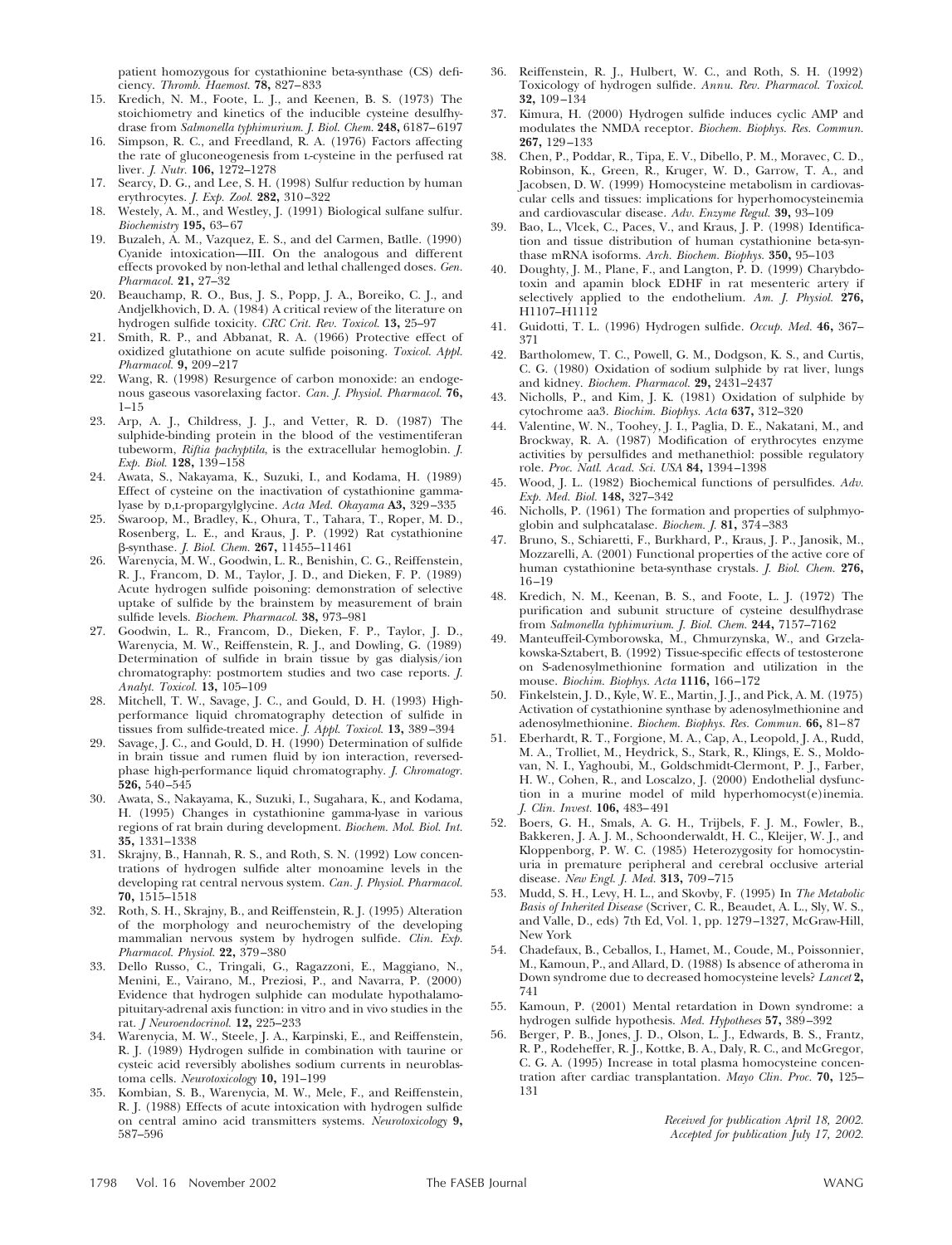patient homozygous for cystathionine beta-synthase (CS) deficiency. *Thromb. Haemost.* **78,** 827–833

15. Kredich, N. M., Foote, L. J., and Keenen, B. S. (1973) The stoichiometry and kinetics of the inducible cysteine desulfhydrase from *Salmonella typhimurium*. *J. Biol. Chem.* **248,** 6187–6197
16. Simpson, R. C., and Freedland, R. A. (1976) Factors affecting the rate of gluconeogenesis from L-cysteine in the perfused rat liver. *J. Nutr.* **106,** 1272–1278
17. Searcy, D. G., and Lee, S. H. (1998) Sulfur reduction by human erythrocytes. *J. Exp. Zool.* **282,** 310–322
18. Westely, A. M., and Westley, J. (1991) Biological sulfane sulfur. *Biochemistry* **195,** 63–67
19. Buzaleh, A. M., Vazquez, E. S., and del Carmen, Batlle. (1990) Cyanide intoxication—III. On the analogous and different effects provoked by non-lethal and lethal challenged doses. *Gen. Pharmacol.* **21,** 27–32
20. Beauchamp, R. O., Bus, J. S., Popp, J. A., Boreiko, C. J., and Andjelkhovich, D. A. (1984) A critical review of the literature on hydrogen sulfide toxicity. *CRC Crit. Rev. Toxicol.* **13,** 25–97
21. Smith, R. P., and Abbanat, R. A. (1966) Protective effect of oxidized glutathione on acute sulfide poisoning. *Toxicol. Appl. Pharmacol.* **9,** 209–217
22. Wang, R. (1998) Resurgence of carbon monoxide: an endogenous gaseous vasorelaxing factor. *Can. J. Physiol. Pharmacol.* **76,** 1–15
23. Arp, A. J., Childress, J. J., and Vetter, R. D. (1987) The sulphide-binding protein in the blood of the vestimentiferan tubeworm, *Riftia pachyptila*, is the extracellular hemoglobin. *J. Exp. Biol.* **128,** 139–158
24. Awata, S., Nakayama, K., Suzuki, I., and Kodama, H. (1989) Effect of cysteine on the inactivation of cystathionine gamma-lyase by D,L-propargylglycine. *Acta Med. Okayama* **A3,** 329–335
25. Swaroop, M., Bradley, K., Ohura, T., Tahara, T., Roper, M. D., Rosenberg, L. E., and Kraus, J. P. (1992) Rat cystathionine β-synthase. *J. Biol. Chem.* **267,** 11455–11461
26. Warenycia, M. W., Goodwin, L. R., Benishin, C. G., Reiffenstein, R. J., Francom, D. M., Taylor, J. D., and Dieken, F. P. (1989) Acute hydrogen sulfide poisoning: demonstration of selective uptake of sulfide by the brainstem by measurement of brain sulfide levels. *Biochem. Pharmacol.* **38,** 973–981
27. Goodwin, L. R., Francom, D., Dieken, F. P., Taylor, J. D., Warenycia, M. W., Reiffenstein, R. J., and Dowling, G. (1989) Determination of sulfide in brain tissue by gas dialysis/ion chromatography: postmortem studies and two case reports. *J. Analyt. Toxicol.* **13,** 105–109
28. Mitchell, T. W., Savage, J. C., and Gould, D. H. (1993) High-performance liquid chromatography detection of sulfide in tissues from sulfide-treated mice. *J. Appl. Toxicol.* **13,** 389–394
29. Savage, J. C., and Gould, D. H. (1990) Determination of sulfide in brain tissue and rumen fluid by ion interaction, reversed-phase high-performance liquid chromatography. *J. Chromatogr.* **526,** 540–545
30. Awata, S., Nakayama, K., Suzuki, I., Sugahara, K., and Kodama, H. (1995) Changes in cystathionine gamma-lyase in various regions of rat brain during development. *Biochem. Mol. Biol. Int.* **35,** 1331–1338
31. Skrajny, B., Hannah, R. S., and Roth, S. N. (1992) Low concentrations of hydrogen sulfide alter monoamine levels in the developing rat central nervous system. *Can. J. Physiol. Pharmacol.* **70,** 1515–1518
32. Roth, S. H., Skrajny, B., and Reiffenstein, R. J. (1995) Alteration of the morphology and neurochemistry of the developing mammalian nervous system by hydrogen sulfide. *Clin. Exp. Pharmacol. Physiol.* **22,** 379–380
33. Dello Russo, C., Tringali, G., Ragazzoni, E., Maggiano, N., Menini, E., Vairano, M., Preziosi, P., and Navarra, P. (2000) Evidence that hydrogen sulphide can modulate hypothalamo-pituitary-adrenal axis function: in vitro and in vivo studies in the rat. *J Neuroendocrinol.* **12,** 225–233
34. Warenycia, M. W., Steele, J. A., Karpinski, E., and Reiffenstein, R. J. (1989) Hydrogen sulfide in combination with taurine or cysteic acid reversibly abolishes sodium currents in neuroblastoma cells. *Neurotoxicology* **10,** 191–199
35. Kombian, S. B., Warenycia, M. W., Mele, F., and Reiffenstein, R. J. (1988) Effects of acute intoxication with hydrogen sulfide on central amino acid transmitters systems. *Neurotoxicology* **9,** 587–596
36. Reiffenstein, R. J., Hulbert, W. C., and Roth, S. H. (1992) Toxicology of hydrogen sulfide. *Annu. Rev. Pharmacol. Toxicol.* **32,** 109–134
37. Kimura, H. (2000) Hydrogen sulfide induces cyclic AMP and modulates the NMDA receptor. *Biochem. Biophys. Res. Commun.* **267,** 129–133
38. Chen, P., Poddar, R., Tipa, E. V., Dibello, P. M., Moravec, C. D., Robinson, K., Green, R., Kruger, W. D., Garrow, T. A., and Jacobsen, D. W. (1999) Homocysteine metabolism in cardiovascular cells and tissues: implications for hyperhomocysteinemia and cardiovascular disease. *Adv. Enzyme Regul.* **39,** 93–109
39. Bao, L., Vlcek, C., Paces, V., and Kraus, J. P. (1998) Identification and tissue distribution of human cystathionine beta-synthase mRNA isoforms. *Arch. Biochem. Biophys.* **350,** 95–103
40. Doughty, J. M., Plane, F., and Langton, P. D. (1999) Charybdotoxin and apamin block EDHF in rat mesenteric artery if selectively applied to the endothelium. *Am. J. Physiol.* **276,** H1107–H1112
41. Guidotti, T. L. (1996) Hydrogen sulfide. *Occup. Med.* **46,** 367–371
42. Bartholomew, T. C., Powell, G. M., Dodgson, K. S., and Curtis, C. G. (1980) Oxidation of sodium sulphide by rat liver, lungs and kidney. *Biochem. Pharmacol.* **29,** 2431–2437
43. Nicholls, P., and Kim, J. K. (1981) Oxidation of sulphide by cytochrome aa3. *Biochim. Biophys. Acta* **637,** 312–320
44. Valentine, W. N., Toohey, J. I., Paglia, D. E., Nakatani, M., and Brockway, R. A. (1987) Modification of erythrocytes enzyme activities by persulfides and methanethiol: possible regulatory role. *Proc. Natl. Acad. Sci. USA* **84,** 1394–1398
45. Wood, J. L. (1982) Biochemical functions of persulfides. *Adv. Exp. Med. Biol.* **148,** 327–342
46. Nicholls, P. (1961) The formation and properties of sulphmyoglobin and sulphcatalase. *Biochem. J.* **81,** 374–383
47. Bruno, S., Schiaretti, F., Burkhard, P., Kraus, J. P., Janosik, M., Mozzarelli, A. (2001) Functional properties of the active core of human cystathionine beta-synthase crystals. *J. Biol. Chem.* **276,** 16–19
48. Kredich, N. M., Keenan, B. S., and Foote, L. J. (1972) The purification and subunit structure of cysteine desulfhydrase from *Salmonella typhimurium*. *J. Biol. Chem.* **244,** 7157–7162
49. Manteuffeil-Cymborowska, M., Chmurzynska, W., and Grzelakowska-Sztabert, B. (1992) Tissue-specific effects of testosterone on S-adenosylmethionine formation and utilization in the mouse. *Biochim. Biophys. Acta* **1116,** 166–172
50. Finkelstein, J. D., Kyle, W. E., Martin, J. J., and Pick, A. M. (1975) Activation of cystathionine synthase by adenosylmethionine and adenosylmethionine. *Biochem. Biophys. Res. Commun.* **66,** 81–87
51. Eberhardt, R. T., Forgione, M. A., Cap, A., Leopold, J. A., Rudd, M. A., Trolliet, M., Heydrick, S., Stark, R., Klings, E. S., Moldovan, N. I., Yaghoubi, M., Goldschmidt-Clermont, P. J., Farber, H. W., Cohen, R., and Loscalzo, J. (2000) Endothelial dysfunction in a murine model of mild hyperhomocyst(e)inemia. *J. Clin. Invest.* **106,** 483–491
52. Boers, G. H., Smals, A. G. H., Trijbels, F. J. M., Fowler, B., Bakkeren, J. A. J. M., Schoonderwaldt, H. C., Kleijer, W. J., and Kloppenborg, P. W. C. (1985) Heterozygosity for homocystinuria in premature peripheral and cerebral occlusive arterial disease. *New Engl. J. Med.* **313,** 709–715
53. Mudd, S. H., Levy, H. L., and Skovby, F. (1995) In *The Metabolic Basis of Inherited Disease* (Scriver, C. R., Beaudet, A. L., Sly, W. S., and Valle, D., eds) 7th Ed, Vol. 1, pp. 1279–1327, McGraw-Hill, New York
54. Chadefaux, B., Ceballos, I., Hamet, M., Coude, M., Poissonnier, M., Kamoun, P., and Allard, D. (1988) Is absence of atheroma in Down syndrome due to decreased homocysteine levels? *Lancet* **2,** 741
55. Kamoun, P. (2001) Mental retardation in Down syndrome: a hydrogen sulfide hypothesis. *Med. Hypotheses* **57,** 389–392
56. Berger, P. B., Jones, J. D., Olson, L. J., Edwards, B. S., Frantz, R. P., Rodeheffer, R. J., Kottke, B. A., Daly, R. C., and McGregor, C. G. A. (1995) Increase in total plasma homocysteine concentration after cardiac transplantation. *Mayo Clin. Proc.* **70,** 125–131

*Received for publication April 18, 2002.*
*Accepted for publication July 17, 2002.*